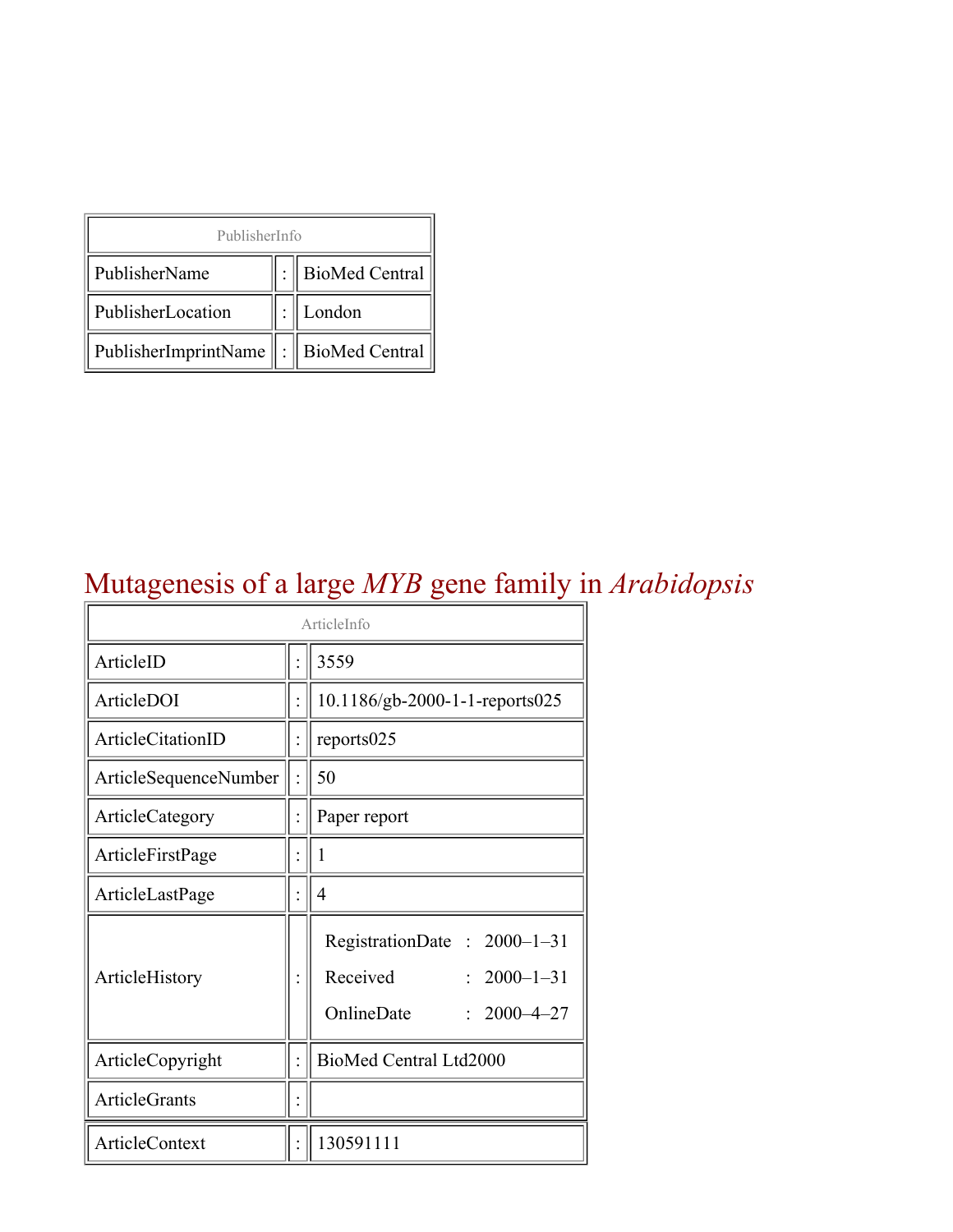| PublisherInfo | | |
|---|---|---|
| PublisherName | : | BioMed Central |
| PublisherLocation | : | London |
| PublisherImprintName | : | BioMed Central |

# Mutagenesis of a large *MYB* gene family in *Arabidopsis*

| ArticleInfo | | |
|---|---|---|
| ArticleID | : | 3559 |
| ArticleDOI | : | 10.1186/gb-2000-1-1-reports025 |
| ArticleCitationID | : | reports025 |
| ArticleSequenceNumber | : | 50 |
| ArticleCategory | : | Paper report |
| ArticleFirstPage | : | 1 |
| ArticleLastPage | : | 4 |
| ArticleHistory | : | RegistrationDate : 2000–1–31<br>Received : 2000–1–31<br>OnlineDate : 2000–4–27 |
| ArticleCopyright | : | BioMed Central Ltd2000 |
| ArticleGrants | : | |
| ArticleContext | : | 130591111 |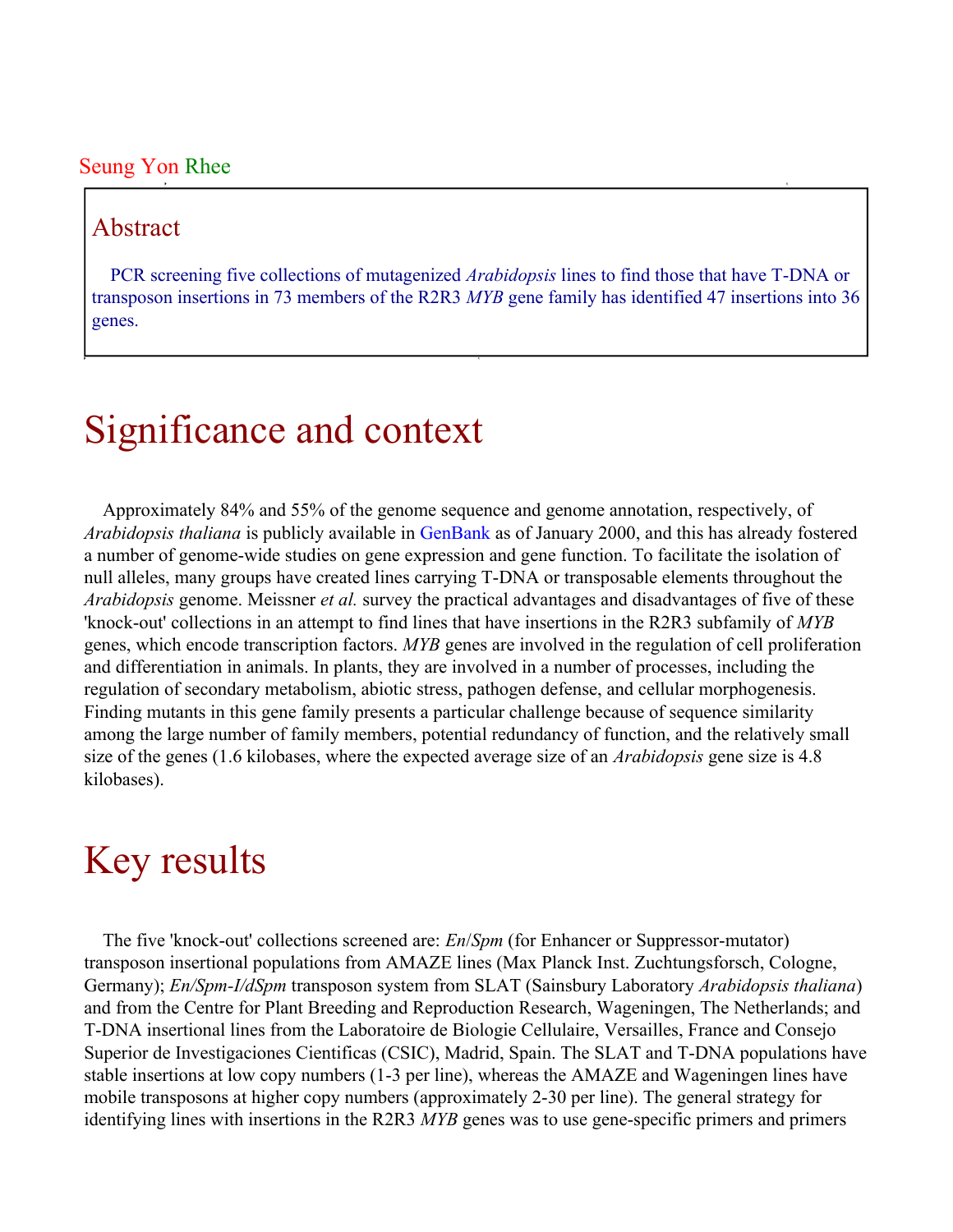Seung Yon Rhee

## Abstract

PCR screening five collections of mutagenized *Arabidopsis* lines to find those that have T-DNA or transposon insertions in 73 members of the R2R3 *MYB* gene family has identified 47 insertions into 36 genes.

# Significance and context

Approximately 84% and 55% of the genome sequence and genome annotation, respectively, of *Arabidopsis thaliana* is publicly available in GenBank as of January 2000, and this has already fostered a number of genome-wide studies on gene expression and gene function. To facilitate the isolation of null alleles, many groups have created lines carrying T-DNA or transposable elements throughout the *Arabidopsis* genome. Meissner *et al.* survey the practical advantages and disadvantages of five of these 'knock-out' collections in an attempt to find lines that have insertions in the R2R3 subfamily of *MYB* genes, which encode transcription factors. *MYB* genes are involved in the regulation of cell proliferation and differentiation in animals. In plants, they are involved in a number of processes, including the regulation of secondary metabolism, abiotic stress, pathogen defense, and cellular morphogenesis. Finding mutants in this gene family presents a particular challenge because of sequence similarity among the large number of family members, potential redundancy of function, and the relatively small size of the genes (1.6 kilobases, where the expected average size of an *Arabidopsis* gene size is 4.8 kilobases).

# Key results

The five 'knock-out' collections screened are: *En*/*Spm* (for Enhancer or Suppressor-mutator) transposon insertional populations from AMAZE lines (Max Planck Inst. Zuchtungsforsch, Cologne, Germany); *En/Spm-I/dSpm* transposon system from SLAT (Sainsbury Laboratory *Arabidopsis thaliana*) and from the Centre for Plant Breeding and Reproduction Research, Wageningen, The Netherlands; and T-DNA insertional lines from the Laboratoire de Biologie Cellulaire, Versailles, France and Consejo Superior de Investigaciones Cientificas (CSIC), Madrid, Spain. The SLAT and T-DNA populations have stable insertions at low copy numbers (1-3 per line), whereas the AMAZE and Wageningen lines have mobile transposons at higher copy numbers (approximately 2-30 per line). The general strategy for identifying lines with insertions in the R2R3 *MYB* genes was to use gene-specific primers and primers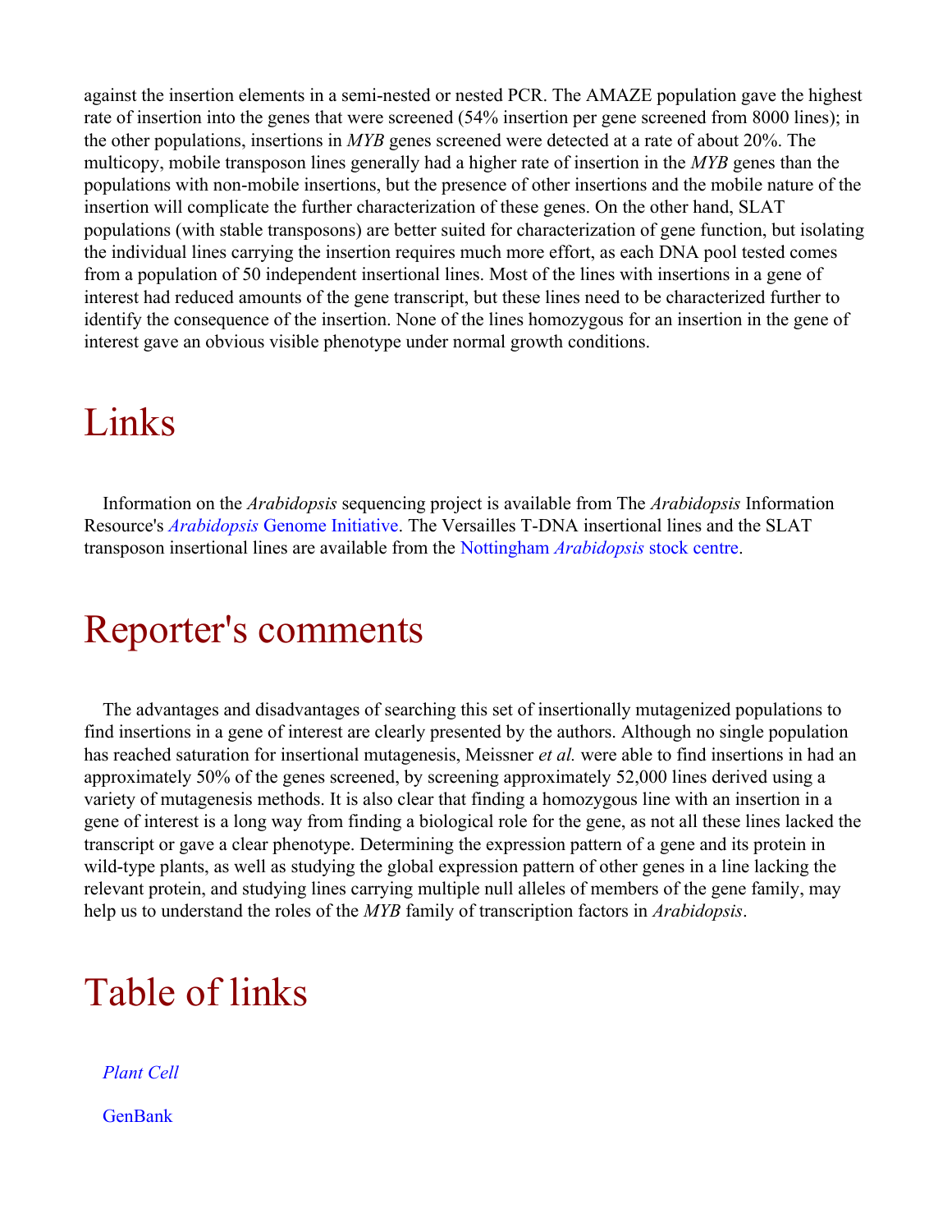against the insertion elements in a semi-nested or nested PCR. The AMAZE population gave the highest rate of insertion into the genes that were screened (54% insertion per gene screened from 8000 lines); in the other populations, insertions in *MYB* genes screened were detected at a rate of about 20%. The multicopy, mobile transposon lines generally had a higher rate of insertion in the *MYB* genes than the populations with non-mobile insertions, but the presence of other insertions and the mobile nature of the insertion will complicate the further characterization of these genes. On the other hand, SLAT populations (with stable transposons) are better suited for characterization of gene function, but isolating the individual lines carrying the insertion requires much more effort, as each DNA pool tested comes from a population of 50 independent insertional lines. Most of the lines with insertions in a gene of interest had reduced amounts of the gene transcript, but these lines need to be characterized further to identify the consequence of the insertion. None of the lines homozygous for an insertion in the gene of interest gave an obvious visible phenotype under normal growth conditions.

# Links

Information on the *Arabidopsis* sequencing project is available from The *Arabidopsis* Information Resource's *Arabidopsis* Genome Initiative. The Versailles T-DNA insertional lines and the SLAT transposon insertional lines are available from the Nottingham *Arabidopsis* stock centre.

# Reporter's comments

The advantages and disadvantages of searching this set of insertionally mutagenized populations to find insertions in a gene of interest are clearly presented by the authors. Although no single population has reached saturation for insertional mutagenesis, Meissner *et al.* were able to find insertions in had an approximately 50% of the genes screened, by screening approximately 52,000 lines derived using a variety of mutagenesis methods. It is also clear that finding a homozygous line with an insertion in a gene of interest is a long way from finding a biological role for the gene, as not all these lines lacked the transcript or gave a clear phenotype. Determining the expression pattern of a gene and its protein in wild-type plants, as well as studying the global expression pattern of other genes in a line lacking the relevant protein, and studying lines carrying multiple null alleles of members of the gene family, may help us to understand the roles of the *MYB* family of transcription factors in *Arabidopsis*.

# Table of links

*Plant Cell*

GenBank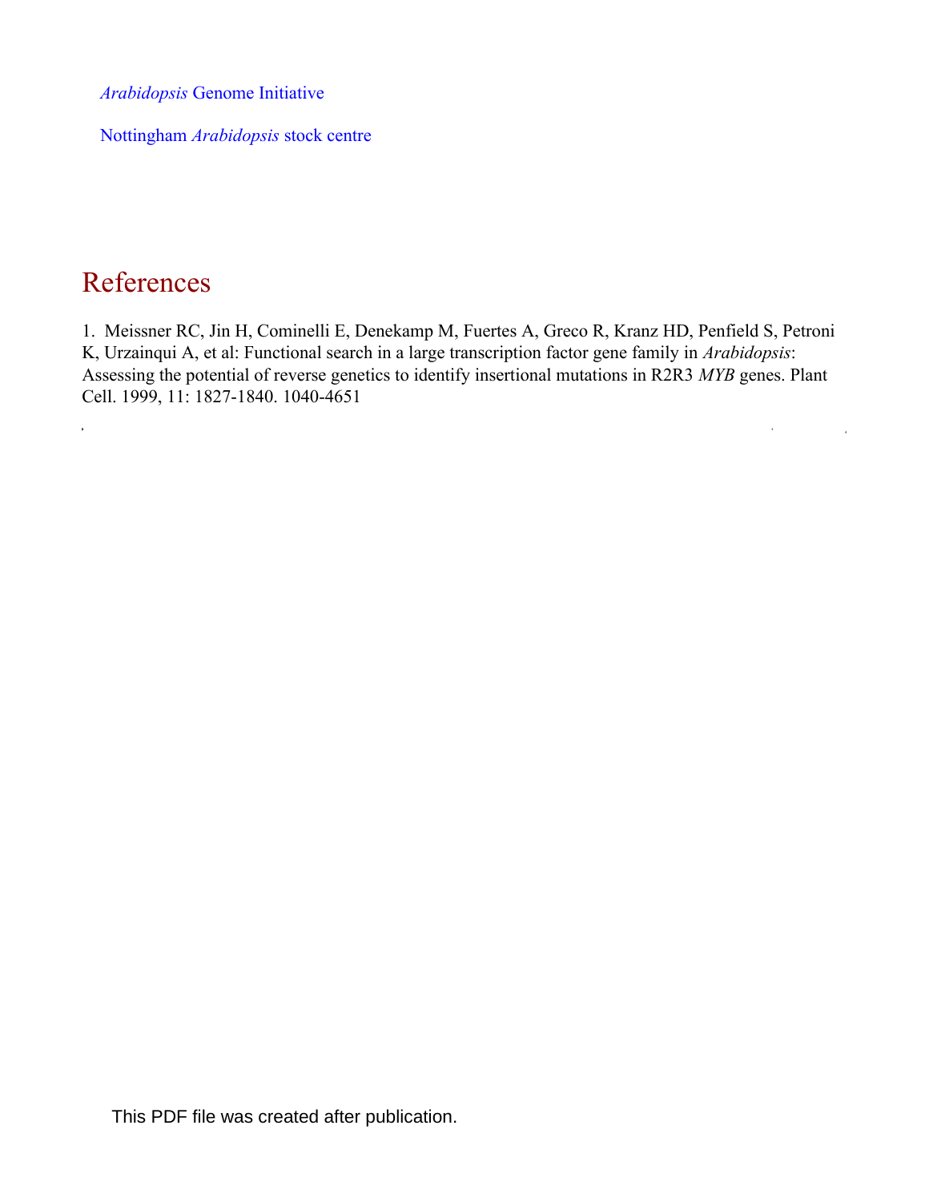*Arabidopsis* Genome Initiative

Nottingham *Arabidopsis* stock centre

## References

1. Meissner RC, Jin H, Cominelli E, Denekamp M, Fuertes A, Greco R, Kranz HD, Penfield S, Petroni K, Urzainqui A, et al: Functional search in a large transcription factor gene family in *Arabidopsis*: Assessing the potential of reverse genetics to identify insertional mutations in R2R3 *MYB* genes. Plant Cell. 1999, 11: 1827-1840. 1040-4651

This PDF file was created after publication.